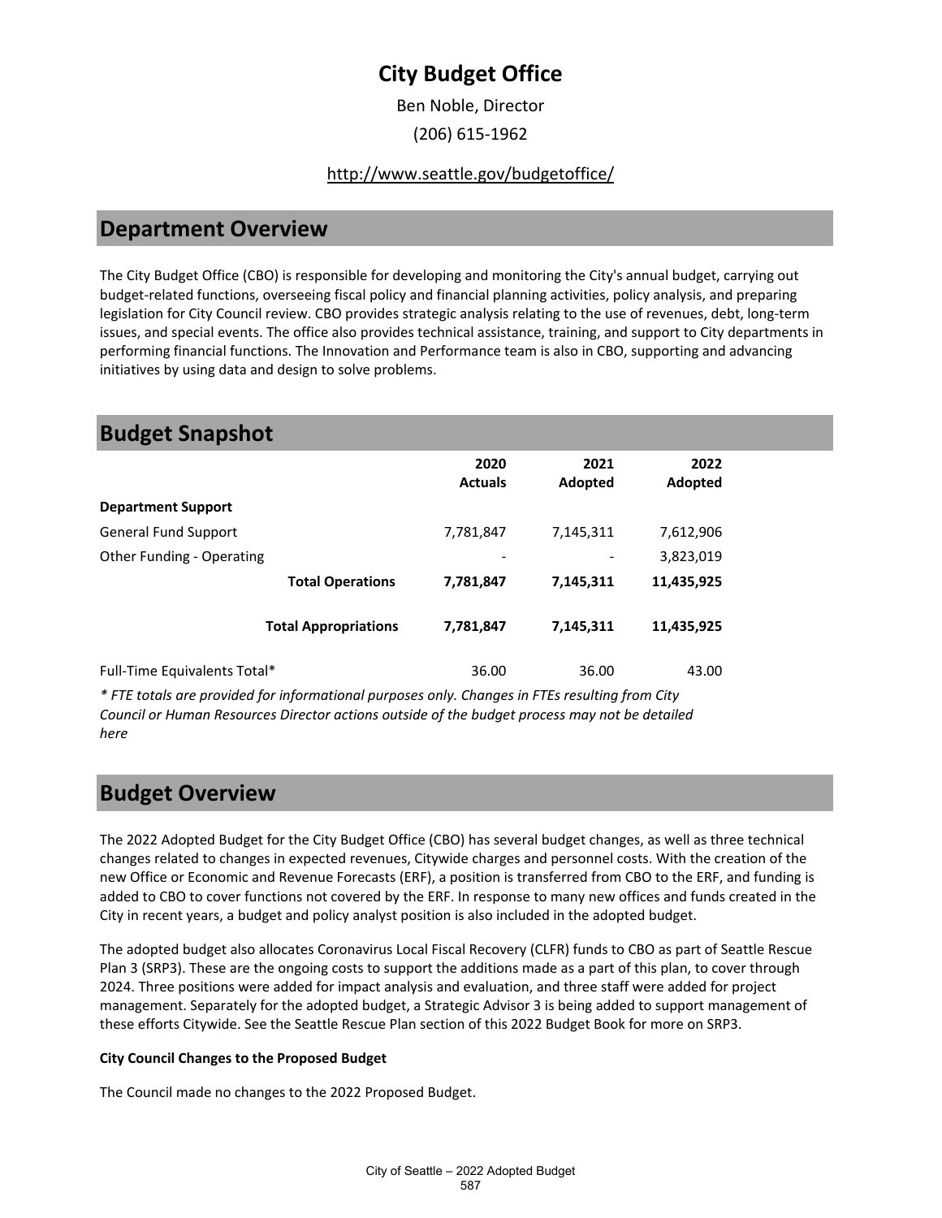# City Budget Office

Ben Noble, Director

(206) 615-1962

http://www.seattle.gov/budgetoffice/

## Department Overview

The City Budget Office (CBO) is responsible for developing and monitoring the City's annual budget, carrying out budget-related functions, overseeing fiscal policy and financial planning activities, policy analysis, and preparing legislation for City Council review. CBO provides strategic analysis relating to the use of revenues, debt, long-term issues, and special events. The office also provides technical assistance, training, and support to City departments in performing financial functions. The Innovation and Performance team is also in CBO, supporting and advancing initiatives by using data and design to solve problems.

## Budget Snapshot

| | 2020 Actuals | 2021 Adopted | 2022 Adopted |
|---|---|---|---|
| **Department Support** | | | |
| General Fund Support | 7,781,847 | 7,145,311 | 7,612,906 |
| Other Funding - Operating | - | - | 3,823,019 |
| **Total Operations** | **7,781,847** | **7,145,311** | **11,435,925** |
| **Total Appropriations** | **7,781,847** | **7,145,311** | **11,435,925** |
| Full-Time Equivalents Total* | 36.00 | 36.00 | 43.00 |

*\* FTE totals are provided for informational purposes only. Changes in FTEs resulting from City Council or Human Resources Director actions outside of the budget process may not be detailed here*

## Budget Overview

The 2022 Adopted Budget for the City Budget Office (CBO) has several budget changes, as well as three technical changes related to changes in expected revenues, Citywide charges and personnel costs. With the creation of the new Office or Economic and Revenue Forecasts (ERF), a position is transferred from CBO to the ERF, and funding is added to CBO to cover functions not covered by the ERF. In response to many new offices and funds created in the City in recent years, a budget and policy analyst position is also included in the adopted budget.

The adopted budget also allocates Coronavirus Local Fiscal Recovery (CLFR) funds to CBO as part of Seattle Rescue Plan 3 (SRP3). These are the ongoing costs to support the additions made as a part of this plan, to cover through 2024. Three positions were added for impact analysis and evaluation, and three staff were added for project management. Separately for the adopted budget, a Strategic Advisor 3 is being added to support management of these efforts Citywide. See the Seattle Rescue Plan section of this 2022 Budget Book for more on SRP3.

**City Council Changes to the Proposed Budget**

The Council made no changes to the 2022 Proposed Budget.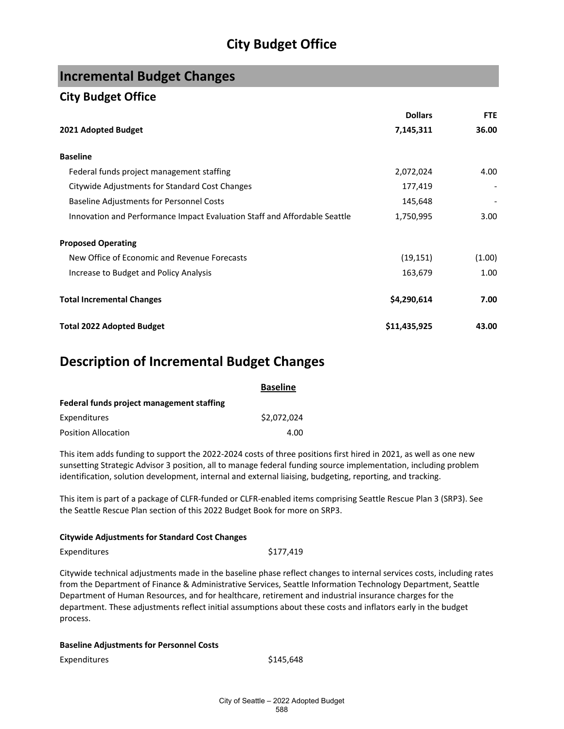# City Budget Office

## Incremental Budget Changes

### City Budget Office

| | Dollars | FTE |
|---|---|---|
| **2021 Adopted Budget** | **7,145,311** | **36.00** |
| | | |
| **Baseline** | | |
| Federal funds project management staffing | 2,072,024 | 4.00 |
| Citywide Adjustments for Standard Cost Changes | 177,419 | - |
| Baseline Adjustments for Personnel Costs | 145,648 | - |
| Innovation and Performance Impact Evaluation Staff and Affordable Seattle | 1,750,995 | 3.00 |
| | | |
| **Proposed Operating** | | |
| New Office of Economic and Revenue Forecasts | (19,151) | (1.00) |
| Increase to Budget and Policy Analysis | 163,679 | 1.00 |
| | | |
| **Total Incremental Changes** | **$4,290,614** | **7.00** |
| | | |
| **Total 2022 Adopted Budget** | **$11,435,925** | **43.00** |

## Description of Incremental Budget Changes

**Baseline**

**Federal funds project management staffing**

| | |
|---|---|
| Expenditures | $2,072,024 |
| Position Allocation | 4.00 |

This item adds funding to support the 2022-2024 costs of three positions first hired in 2021, as well as one new sunsetting Strategic Advisor 3 position, all to manage federal funding source implementation, including problem identification, solution development, internal and external liaising, budgeting, reporting, and tracking.

This item is part of a package of CLFR-funded or CLFR-enabled items comprising Seattle Rescue Plan 3 (SRP3). See the Seattle Rescue Plan section of this 2022 Budget Book for more on SRP3.

**Citywide Adjustments for Standard Cost Changes**

| | |
|---|---|
| Expenditures | $177,419 |

Citywide technical adjustments made in the baseline phase reflect changes to internal services costs, including rates from the Department of Finance & Administrative Services, Seattle Information Technology Department, Seattle Department of Human Resources, and for healthcare, retirement and industrial insurance charges for the department. These adjustments reflect initial assumptions about these costs and inflators early in the budget process.

**Baseline Adjustments for Personnel Costs**

| | |
|---|---|
| Expenditures | $145,648 |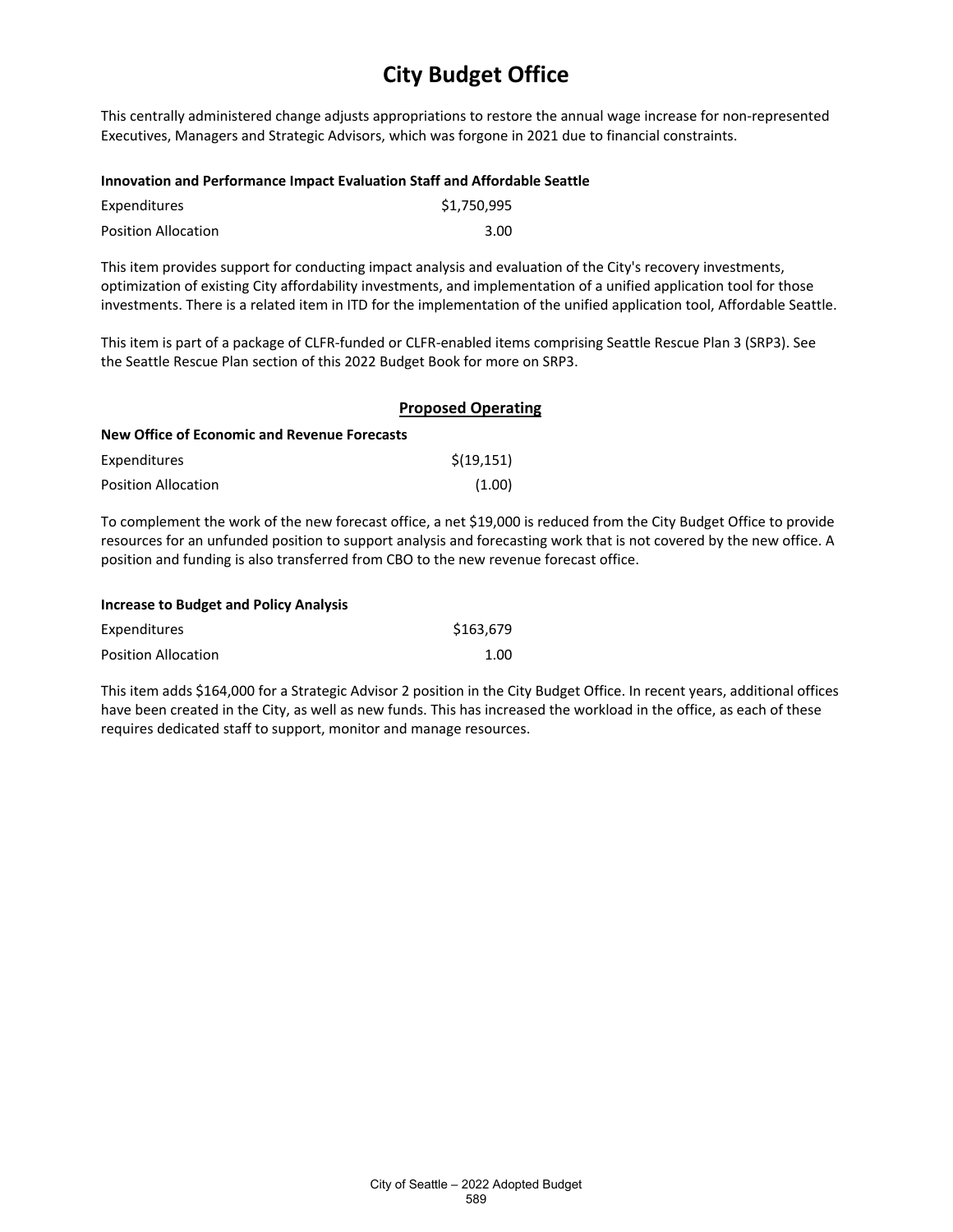# City Budget Office

This centrally administered change adjusts appropriations to restore the annual wage increase for non-represented Executives, Managers and Strategic Advisors, which was forgone in 2021 due to financial constraints.

**Innovation and Performance Impact Evaluation Staff and Affordable Seattle**

| | |
|---|---|
| Expenditures | $1,750,995 |
| Position Allocation | 3.00 |

This item provides support for conducting impact analysis and evaluation of the City's recovery investments, optimization of existing City affordability investments, and implementation of a unified application tool for those investments. There is a related item in ITD for the implementation of the unified application tool, Affordable Seattle.

This item is part of a package of CLFR-funded or CLFR-enabled items comprising Seattle Rescue Plan 3 (SRP3). See the Seattle Rescue Plan section of this 2022 Budget Book for more on SRP3.

## Proposed Operating

**New Office of Economic and Revenue Forecasts**

| | |
|---|---|
| Expenditures | $(19,151) |
| Position Allocation | (1.00) |

To complement the work of the new forecast office, a net $19,000 is reduced from the City Budget Office to provide resources for an unfunded position to support analysis and forecasting work that is not covered by the new office. A position and funding is also transferred from CBO to the new revenue forecast office.

**Increase to Budget and Policy Analysis**

| | |
|---|---|
| Expenditures | $163,679 |
| Position Allocation | 1.00 |

This item adds $164,000 for a Strategic Advisor 2 position in the City Budget Office. In recent years, additional offices have been created in the City, as well as new funds. This has increased the workload in the office, as each of these requires dedicated staff to support, monitor and manage resources.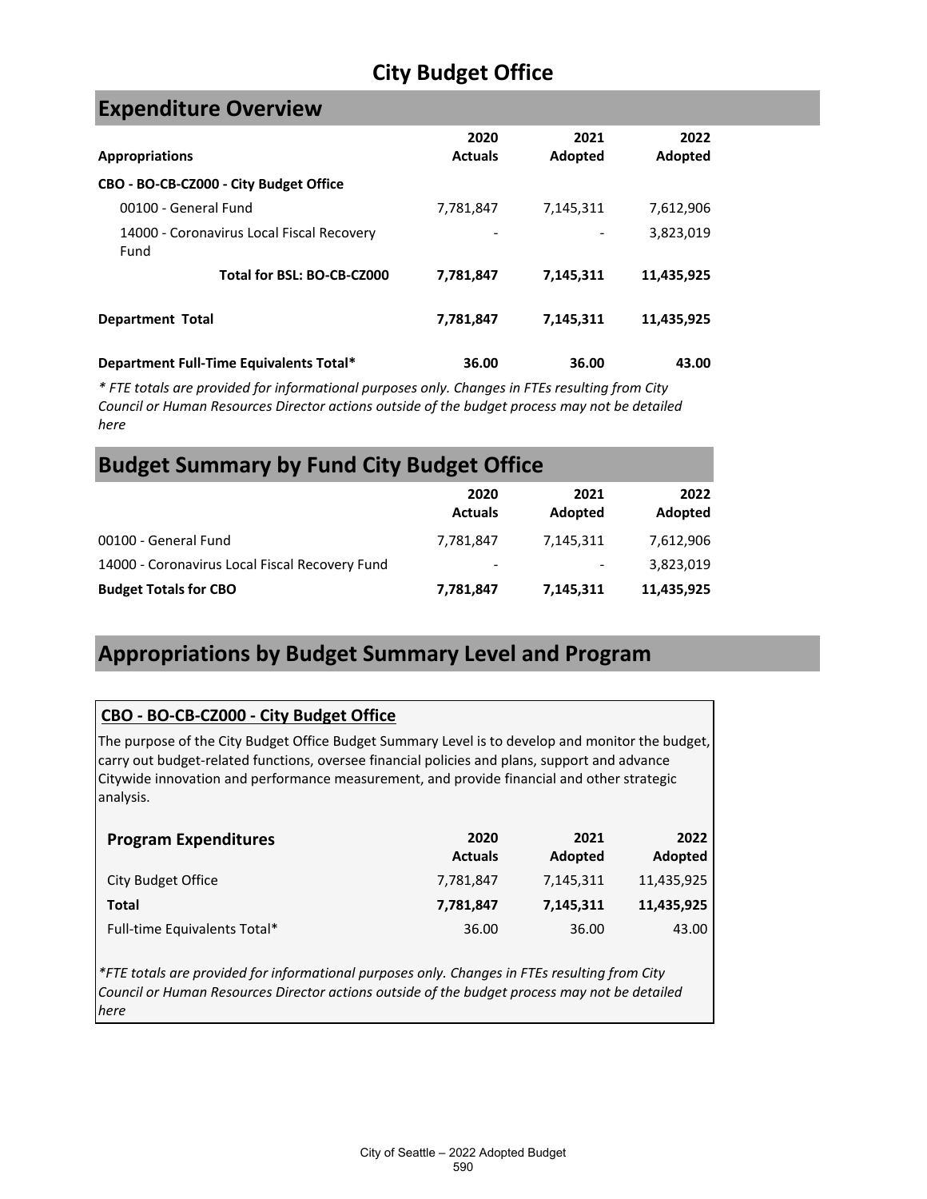# City Budget Office

## Expenditure Overview

| Appropriations | 2020 Actuals | 2021 Adopted | 2022 Adopted |
|---|---|---|---|
| **CBO - BO-CB-CZ000 - City Budget Office** | | | |
| 00100 - General Fund | 7,781,847 | 7,145,311 | 7,612,906 |
| 14000 - Coronavirus Local Fiscal Recovery Fund | - | - | 3,823,019 |
| **Total for BSL: BO-CB-CZ000** | **7,781,847** | **7,145,311** | **11,435,925** |
| **Department Total** | **7,781,847** | **7,145,311** | **11,435,925** |
| **Department Full-Time Equivalents Total*** | **36.00** | **36.00** | **43.00** |

*\* FTE totals are provided for informational purposes only. Changes in FTEs resulting from City Council or Human Resources Director actions outside of the budget process may not be detailed here*

## Budget Summary by Fund City Budget Office

| | 2020 Actuals | 2021 Adopted | 2022 Adopted |
|---|---|---|---|
| 00100 - General Fund | 7,781,847 | 7,145,311 | 7,612,906 |
| 14000 - Coronavirus Local Fiscal Recovery Fund | - | - | 3,823,019 |
| **Budget Totals for CBO** | **7,781,847** | **7,145,311** | **11,435,925** |

## Appropriations by Budget Summary Level and Program

### CBO - BO-CB-CZ000 - City Budget Office

The purpose of the City Budget Office Budget Summary Level is to develop and monitor the budget, carry out budget-related functions, oversee financial policies and plans, support and advance Citywide innovation and performance measurement, and provide financial and other strategic analysis.

| Program Expenditures | 2020 Actuals | 2021 Adopted | 2022 Adopted |
|---|---|---|---|
| City Budget Office | 7,781,847 | 7,145,311 | 11,435,925 |
| **Total** | **7,781,847** | **7,145,311** | **11,435,925** |
| Full-time Equivalents Total* | 36.00 | 36.00 | 43.00 |

*\*FTE totals are provided for informational purposes only. Changes in FTEs resulting from City Council or Human Resources Director actions outside of the budget process may not be detailed here*